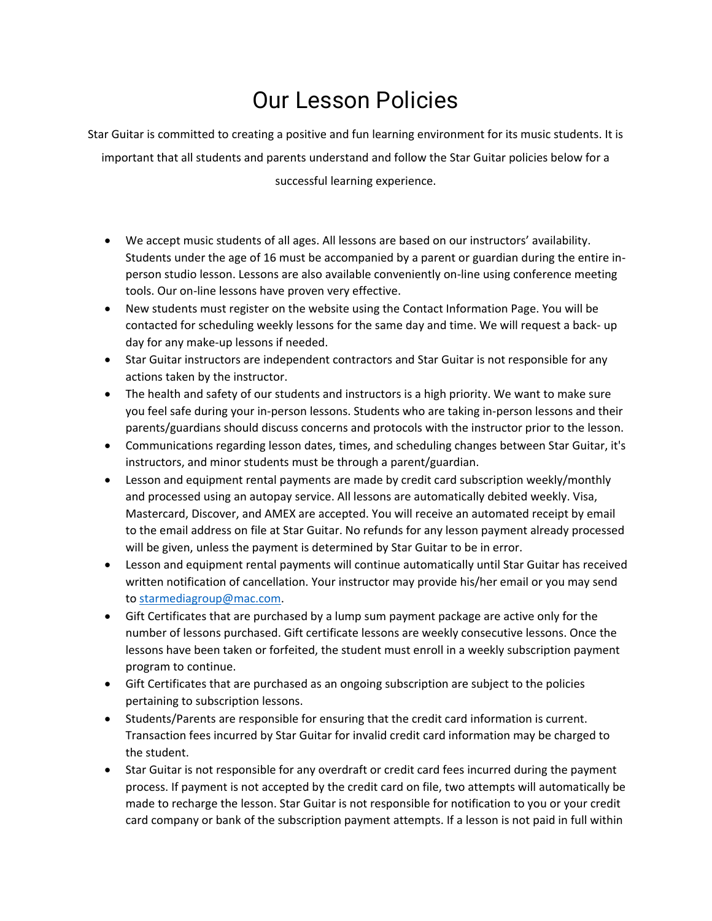# Our Lesson Policies

Star Guitar is committed to creating a positive and fun learning environment for its music students. It is important that all students and parents understand and follow the Star Guitar policies below for a successful learning experience.

- We accept music students of all ages. All lessons are based on our instructors' availability. Students under the age of 16 must be accompanied by a parent or guardian during the entire in-person studio lesson. Lessons are also available conveniently on-line using conference meeting tools. Our on-line lessons have proven very effective.
- New students must register on the website using the Contact Information Page. You will be contacted for scheduling weekly lessons for the same day and time. We will request a back- up day for any make-up lessons if needed.
- Star Guitar instructors are independent contractors and Star Guitar is not responsible for any actions taken by the instructor.
- The health and safety of our students and instructors is a high priority. We want to make sure you feel safe during your in-person lessons. Students who are taking in-person lessons and their parents/guardians should discuss concerns and protocols with the instructor prior to the lesson.
- Communications regarding lesson dates, times, and scheduling changes between Star Guitar, it's instructors, and minor students must be through a parent/guardian.
- Lesson and equipment rental payments are made by credit card subscription weekly/monthly and processed using an autopay service. All lessons are automatically debited weekly. Visa, Mastercard, Discover, and AMEX are accepted. You will receive an automated receipt by email to the email address on file at Star Guitar. No refunds for any lesson payment already processed will be given, unless the payment is determined by Star Guitar to be in error.
- Lesson and equipment rental payments will continue automatically until Star Guitar has received written notification of cancellation. Your instructor may provide his/her email or you may send to [starmediagroup@mac.com](mailto:starmediagroup@mac.com).
- Gift Certificates that are purchased by a lump sum payment package are active only for the number of lessons purchased. Gift certificate lessons are weekly consecutive lessons. Once the lessons have been taken or forfeited, the student must enroll in a weekly subscription payment program to continue.
- Gift Certificates that are purchased as an ongoing subscription are subject to the policies pertaining to subscription lessons.
- Students/Parents are responsible for ensuring that the credit card information is current. Transaction fees incurred by Star Guitar for invalid credit card information may be charged to the student.
- Star Guitar is not responsible for any overdraft or credit card fees incurred during the payment process. If payment is not accepted by the credit card on file, two attempts will automatically be made to recharge the lesson. Star Guitar is not responsible for notification to you or your credit card company or bank of the subscription payment attempts. If a lesson is not paid in full within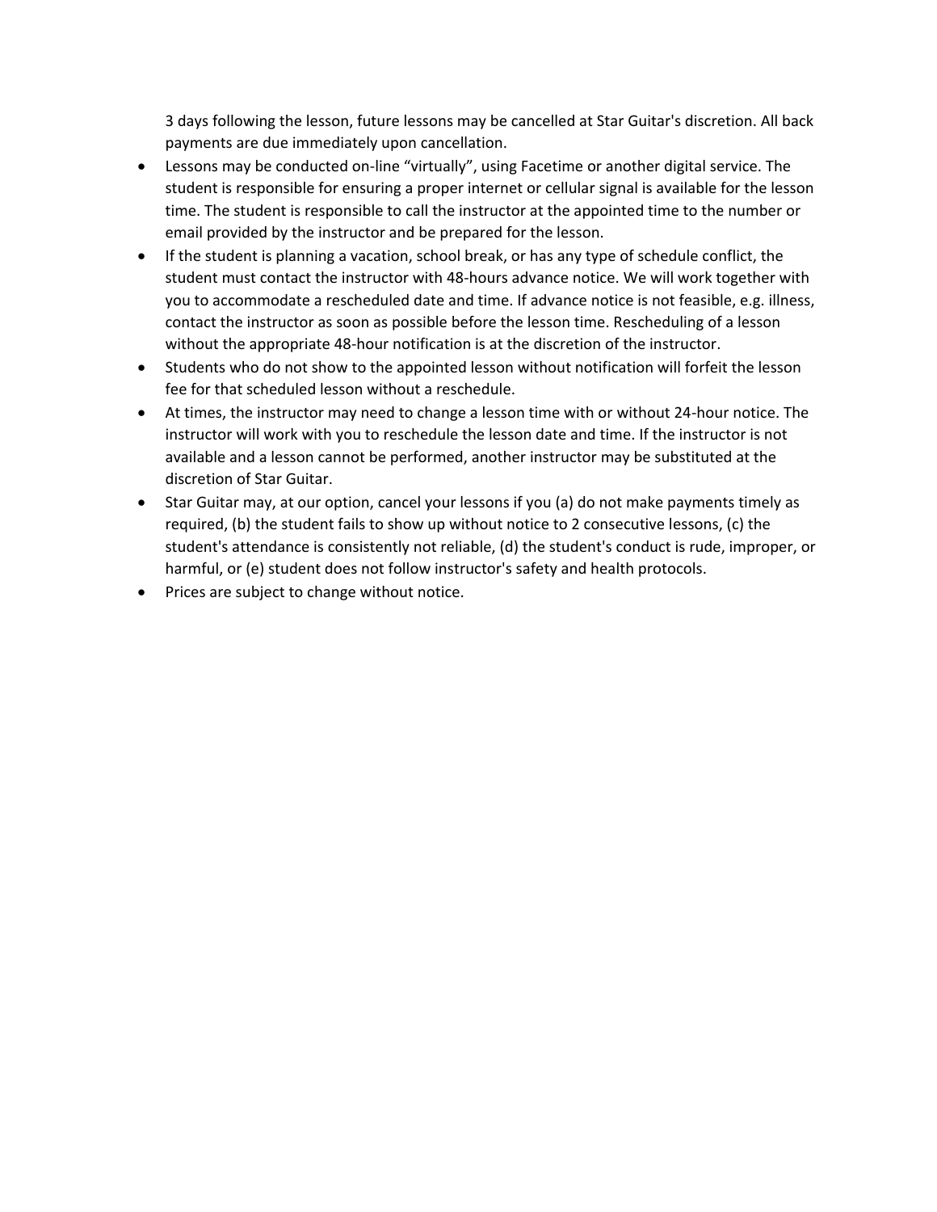3 days following the lesson, future lessons may be cancelled at Star Guitar's discretion. All back payments are due immediately upon cancellation.

- Lessons may be conducted on-line "virtually", using Facetime or another digital service. The student is responsible for ensuring a proper internet or cellular signal is available for the lesson time. The student is responsible to call the instructor at the appointed time to the number or email provided by the instructor and be prepared for the lesson.
- If the student is planning a vacation, school break, or has any type of schedule conflict, the student must contact the instructor with 48-hours advance notice. We will work together with you to accommodate a rescheduled date and time. If advance notice is not feasible, e.g. illness, contact the instructor as soon as possible before the lesson time. Rescheduling of a lesson without the appropriate 48-hour notification is at the discretion of the instructor.
- Students who do not show to the appointed lesson without notification will forfeit the lesson fee for that scheduled lesson without a reschedule.
- At times, the instructor may need to change a lesson time with or without 24-hour notice. The instructor will work with you to reschedule the lesson date and time. If the instructor is not available and a lesson cannot be performed, another instructor may be substituted at the discretion of Star Guitar.
- Star Guitar may, at our option, cancel your lessons if you (a) do not make payments timely as required, (b) the student fails to show up without notice to 2 consecutive lessons, (c) the student's attendance is consistently not reliable, (d) the student's conduct is rude, improper, or harmful, or (e) student does not follow instructor's safety and health protocols.
- Prices are subject to change without notice.